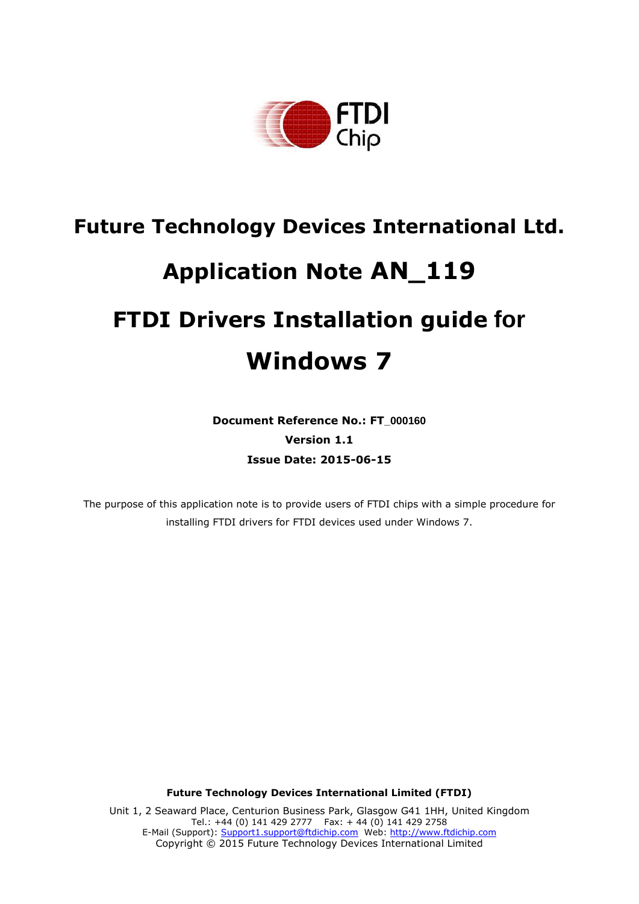# Future Technology Devices International Ltd.

# Application Note AN_119

# FTDI Drivers Installation guide for Windows 7

**Document Reference No.: FT_000160**

**Version 1.1**

**Issue Date: 2015-06-15**

The purpose of this application note is to provide users of FTDI chips with a simple procedure for installing FTDI drivers for FTDI devices used under Windows 7.

**Future Technology Devices International Limited (FTDI)**

Unit 1, 2 Seaward Place, Centurion Business Park, Glasgow G41 1HH, United Kingdom
Tel.: +44 (0) 141 429 2777 Fax: + 44 (0) 141 429 2758
E-Mail (Support): Support1.support@ftdichip.com Web: http://www.ftdichip.com
Copyright © 2015 Future Technology Devices International Limited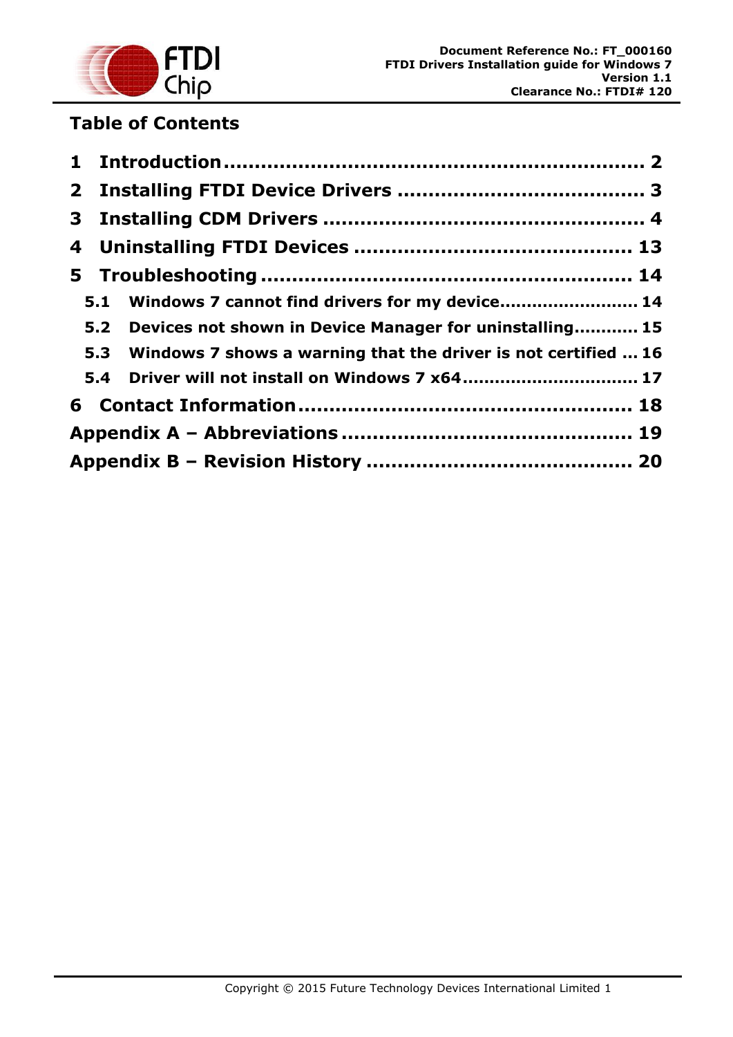## Table of Contents

1 Introduction .................................................................. 2

2 Installing FTDI Device Drivers ....................................... 3

3 Installing CDM Drivers .................................................. 4

4 Uninstalling FTDI Devices ............................................ 13

5 Troubleshooting ........................................................... 14

- 5.1 Windows 7 cannot find drivers for my device......................... 14
- 5.2 Devices not shown in Device Manager for uninstalling........... 15
- 5.3 Windows 7 shows a warning that the driver is not certified ... 16
- 5.4 Driver will not install on Windows 7 x64................................ 17

6 Contact Information .................................................... 18

Appendix A – Abbreviations .............................................. 19

Appendix B – Revision History .......................................... 20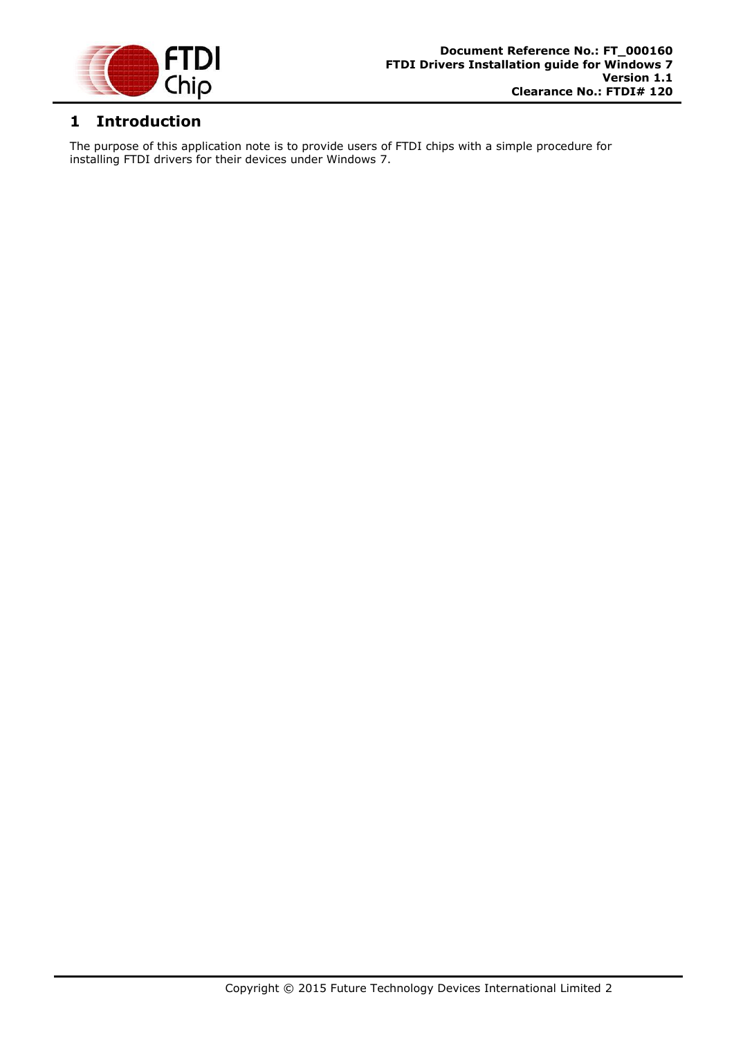# 1 Introduction

The purpose of this application note is to provide users of FTDI chips with a simple procedure for installing FTDI drivers for their devices under Windows 7.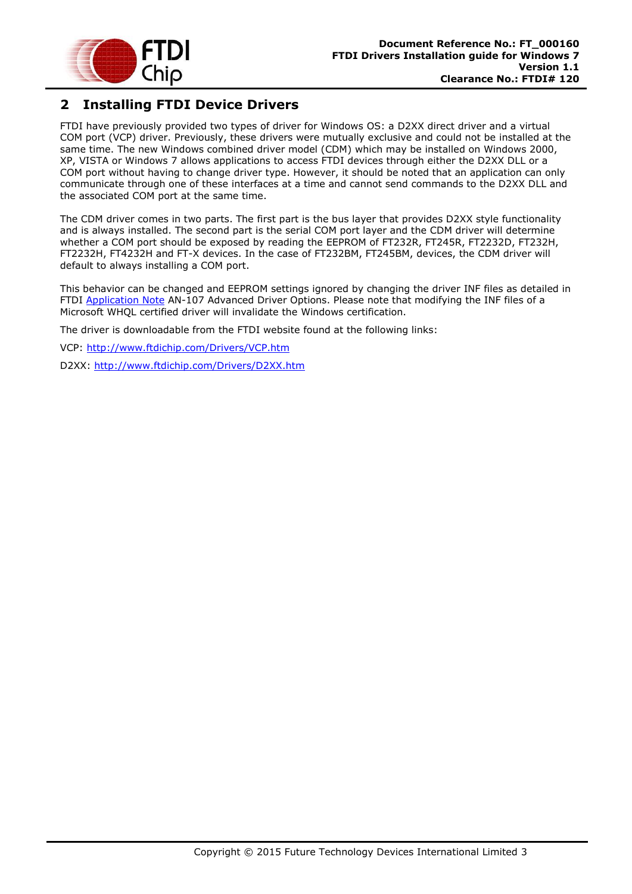## 2 Installing FTDI Device Drivers

FTDI have previously provided two types of driver for Windows OS: a D2XX direct driver and a virtual COM port (VCP) driver. Previously, these drivers were mutually exclusive and could not be installed at the same time. The new Windows combined driver model (CDM) which may be installed on Windows 2000, XP, VISTA or Windows 7 allows applications to access FTDI devices through either the D2XX DLL or a COM port without having to change driver type. However, it should be noted that an application can only communicate through one of these interfaces at a time and cannot send commands to the D2XX DLL and the associated COM port at the same time.

The CDM driver comes in two parts. The first part is the bus layer that provides D2XX style functionality and is always installed. The second part is the serial COM port layer and the CDM driver will determine whether a COM port should be exposed by reading the EEPROM of FT232R, FT245R, FT2232D, FT232H, FT2232H, FT4232H and FT-X devices. In the case of FT232BM, FT245BM, devices, the CDM driver will default to always installing a COM port.

This behavior can be changed and EEPROM settings ignored by changing the driver INF files as detailed in FTDI Application Note AN-107 Advanced Driver Options. Please note that modifying the INF files of a Microsoft WHQL certified driver will invalidate the Windows certification.

The driver is downloadable from the FTDI website found at the following links:

VCP: http://www.ftdichip.com/Drivers/VCP.htm

D2XX: http://www.ftdichip.com/Drivers/D2XX.htm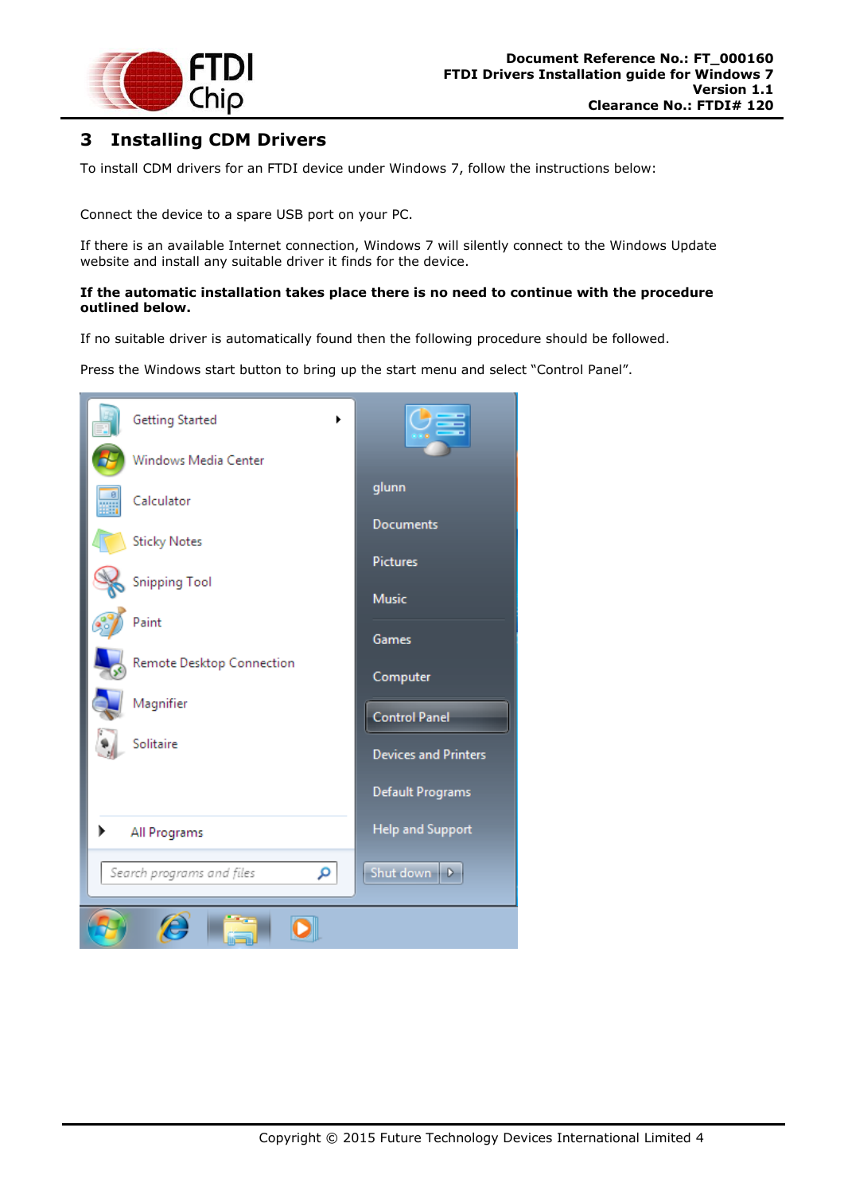# 3 Installing CDM Drivers

To install CDM drivers for an FTDI device under Windows 7, follow the instructions below:

Connect the device to a spare USB port on your PC.

If there is an available Internet connection, Windows 7 will silently connect to the Windows Update website and install any suitable driver it finds for the device.

**If the automatic installation takes place there is no need to continue with the procedure outlined below.**

If no suitable driver is automatically found then the following procedure should be followed.

Press the Windows start button to bring up the start menu and select “Control Panel”.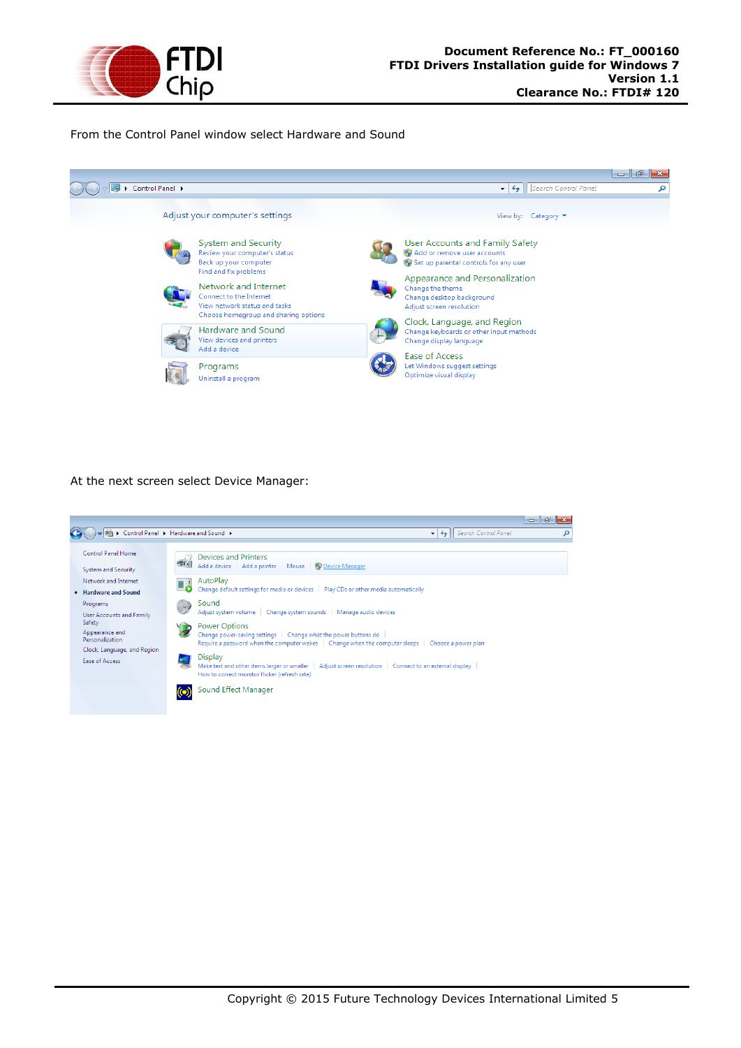From the Control Panel window select Hardware and Sound

At the next screen select Device Manager: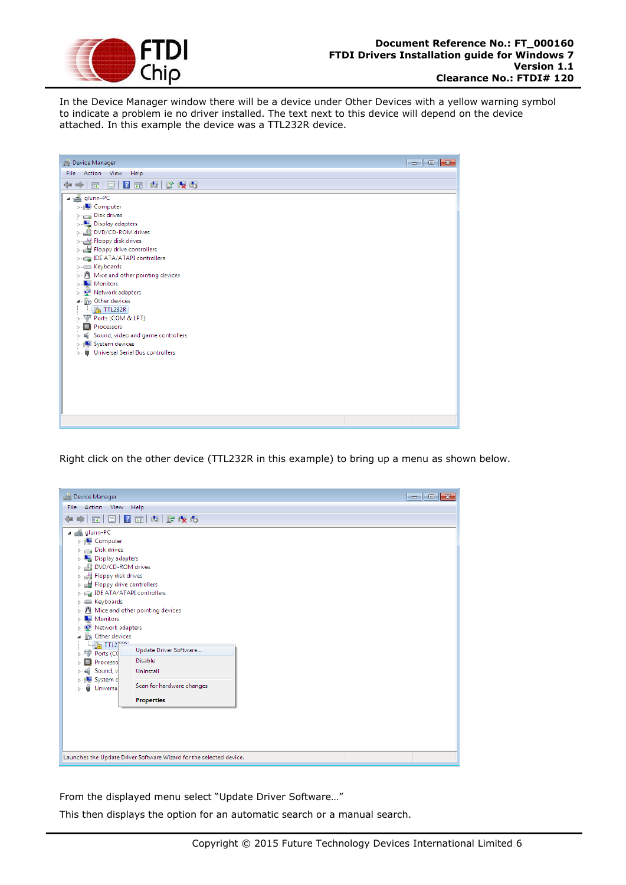In the Device Manager window there will be a device under Other Devices with a yellow warning symbol to indicate a problem ie no driver installed. The text next to this device will depend on the device attached. In this example the device was a TTL232R device.

Right click on the other device (TTL232R in this example) to bring up a menu as shown below.

From the displayed menu select "Update Driver Software…"

This then displays the option for an automatic search or a manual search.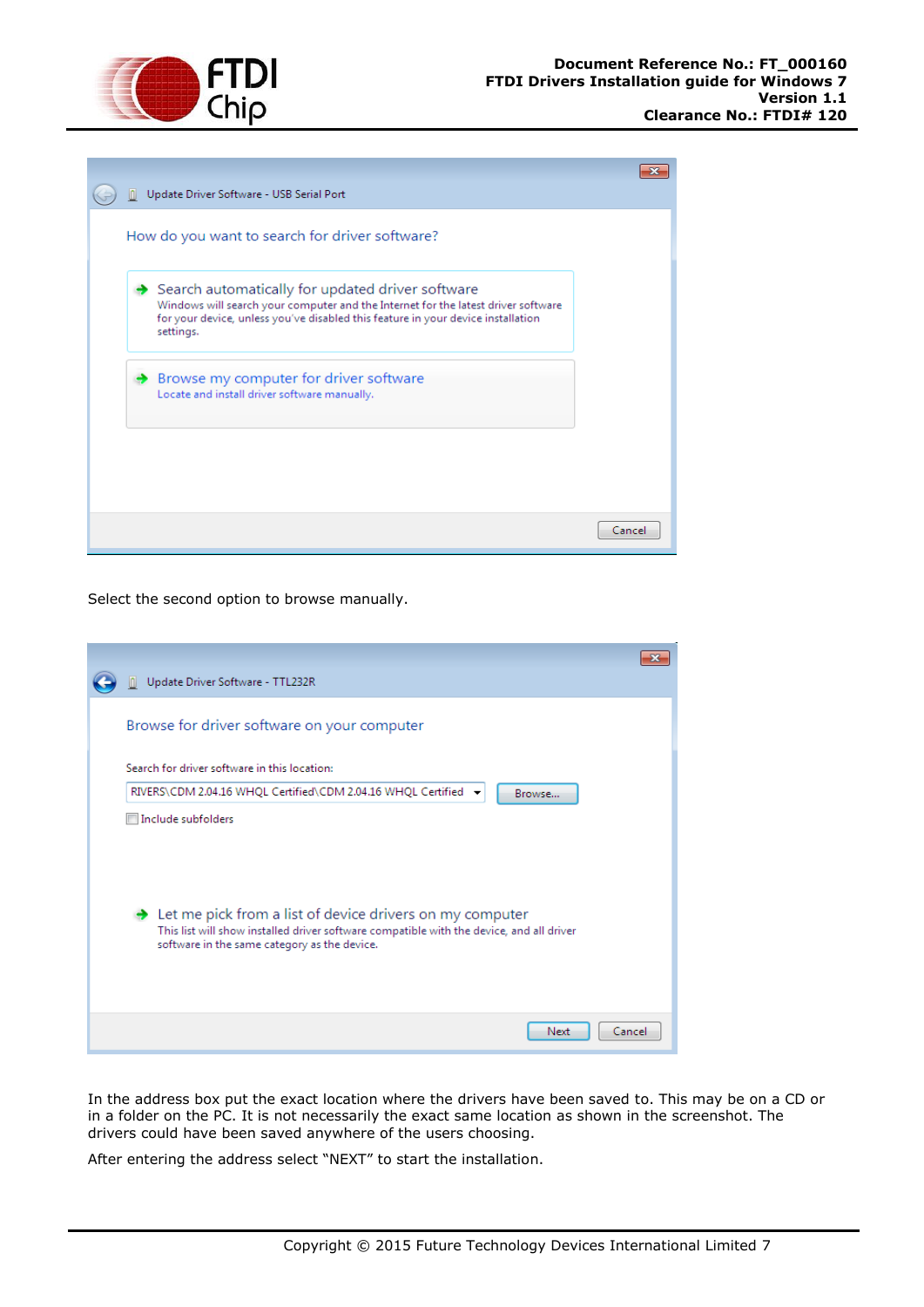Select the second option to browse manually.

In the address box put the exact location where the drivers have been saved to. This may be on a CD or in a folder on the PC. It is not necessarily the exact same location as shown in the screenshot. The drivers could have been saved anywhere of the users choosing.

After entering the address select “NEXT” to start the installation.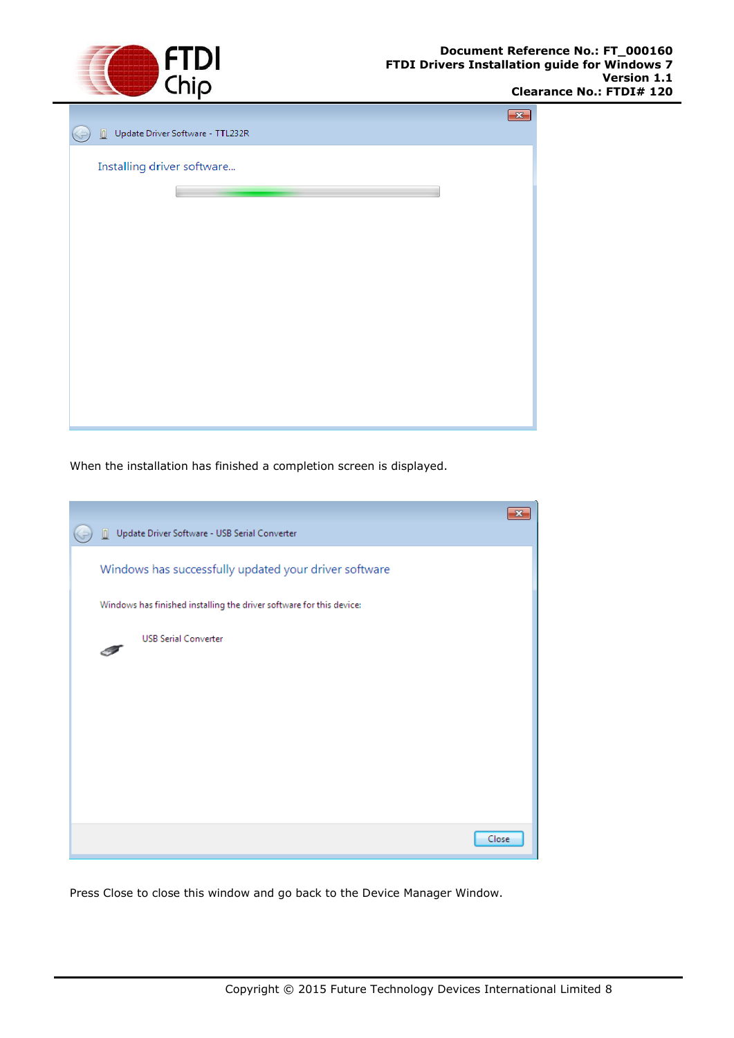When the installation has finished a completion screen is displayed.

Press Close to close this window and go back to the Device Manager Window.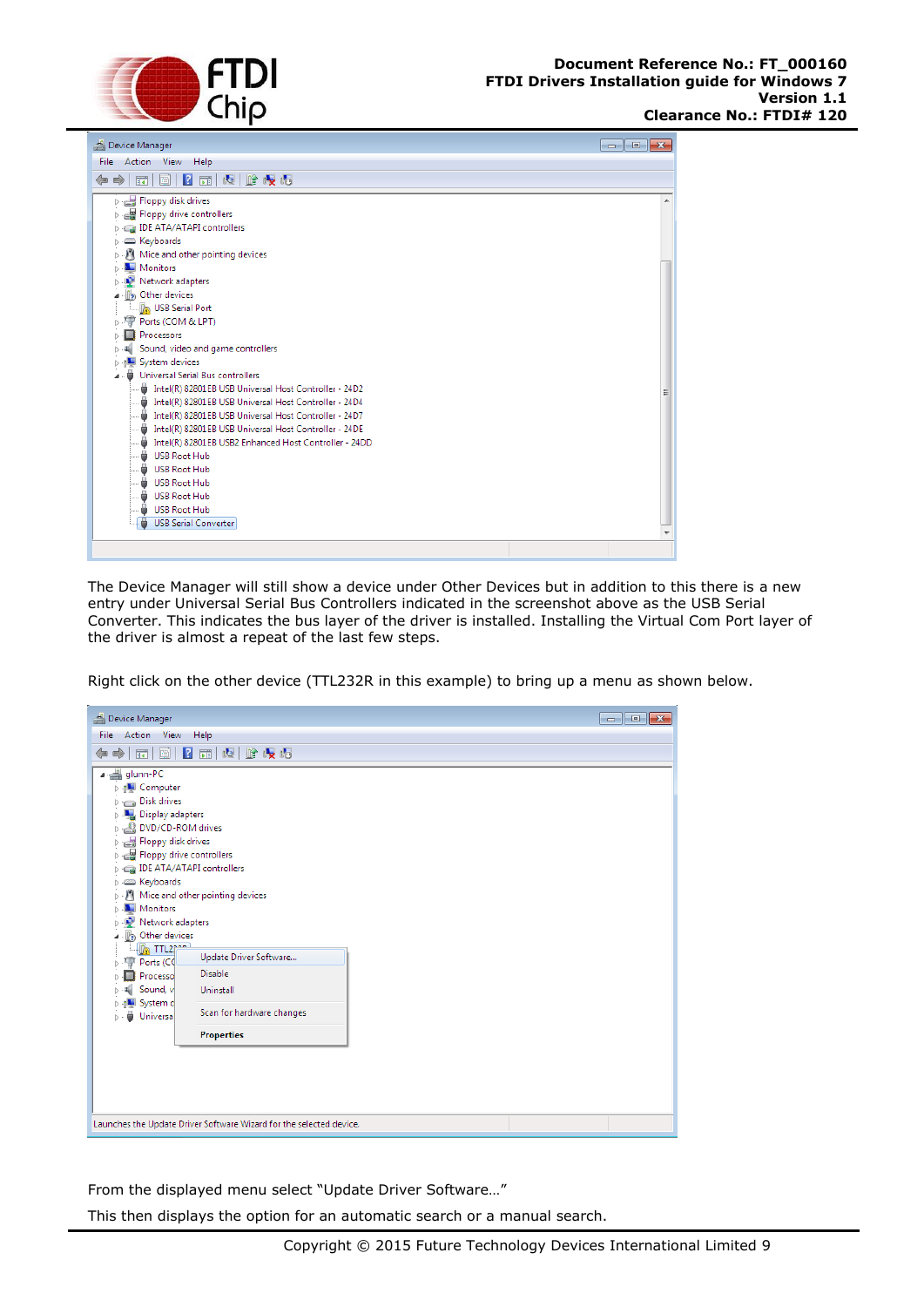The Device Manager will still show a device under Other Devices but in addition to this there is a new entry under Universal Serial Bus Controllers indicated in the screenshot above as the USB Serial Converter. This indicates the bus layer of the driver is installed. Installing the Virtual Com Port layer of the driver is almost a repeat of the last few steps.

Right click on the other device (TTL232R in this example) to bring up a menu as shown below.

From the displayed menu select “Update Driver Software…”

This then displays the option for an automatic search or a manual search.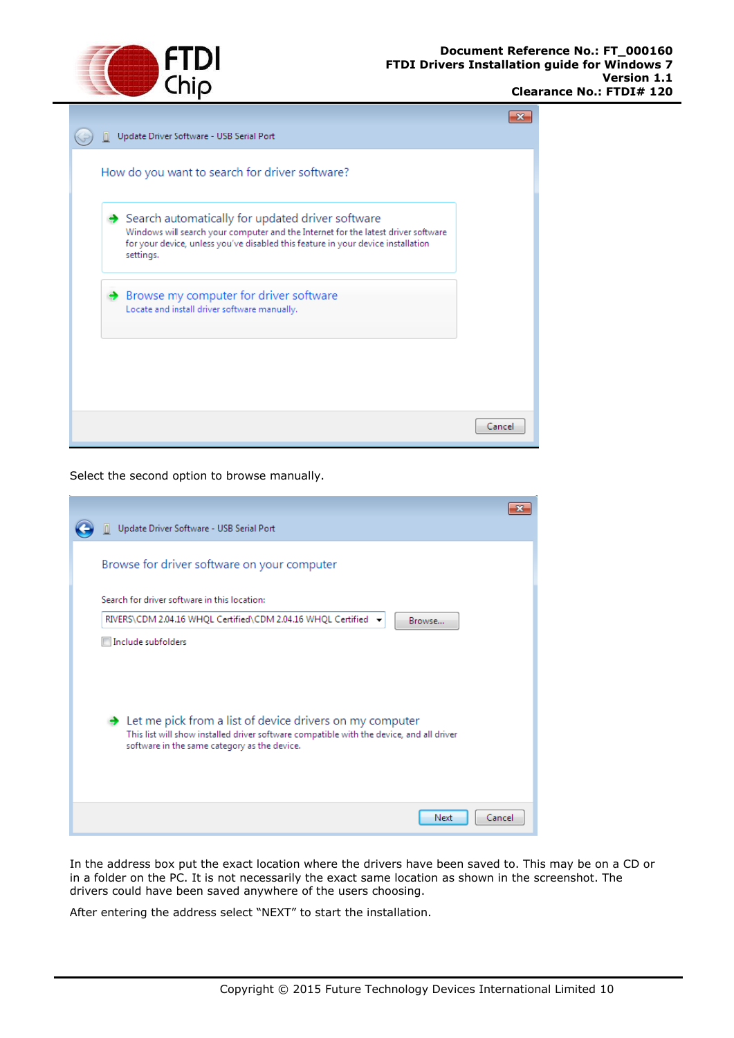Select the second option to browse manually.

In the address box put the exact location where the drivers have been saved to. This may be on a CD or in a folder on the PC. It is not necessarily the exact same location as shown in the screenshot. The drivers could have been saved anywhere of the users choosing.

After entering the address select “NEXT” to start the installation.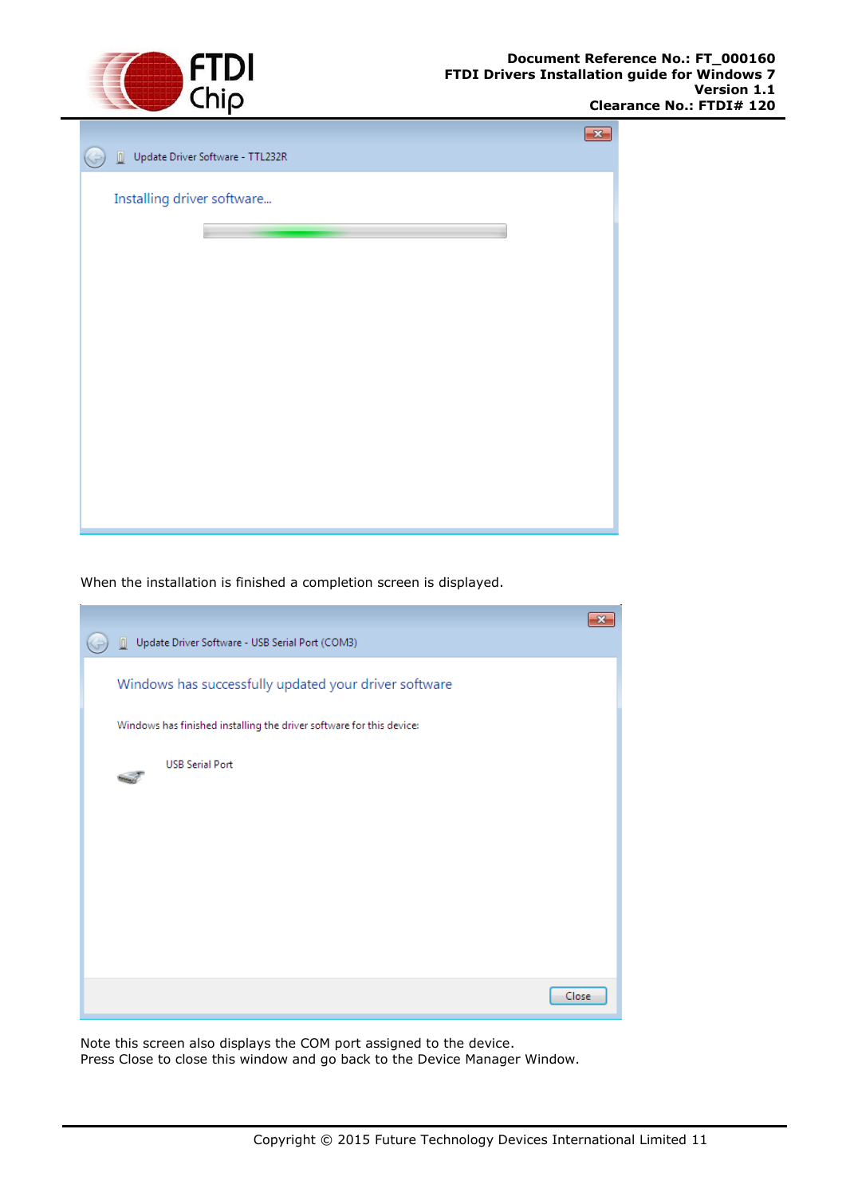When the installation is finished a completion screen is displayed.

Note this screen also displays the COM port assigned to the device.
Press Close to close this window and go back to the Device Manager Window.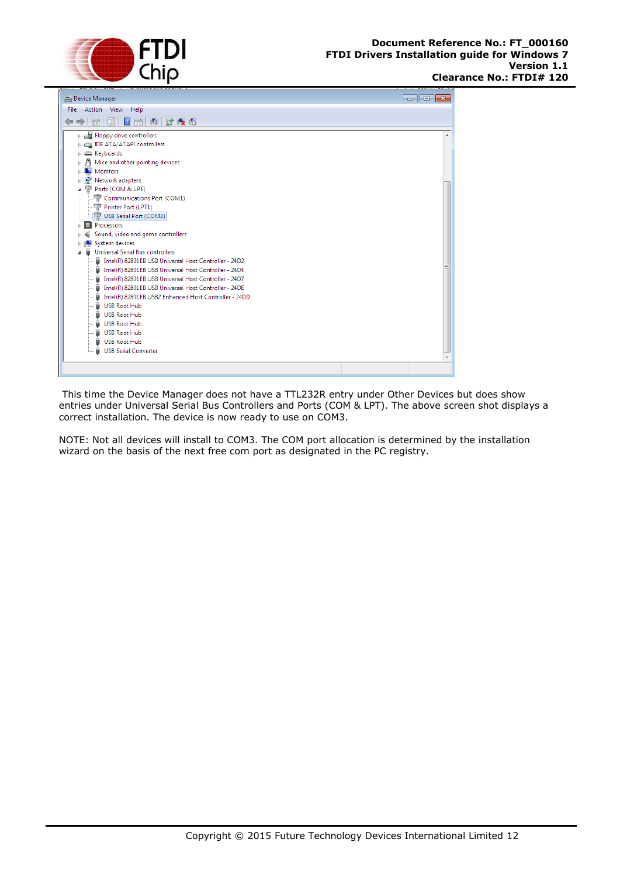This time the Device Manager does not have a TTL232R entry under Other Devices but does show entries under Universal Serial Bus Controllers and Ports (COM & LPT). The above screen shot displays a correct installation. The device is now ready to use on COM3.

NOTE: Not all devices will install to COM3. The COM port allocation is determined by the installation wizard on the basis of the next free com port as designated in the PC registry.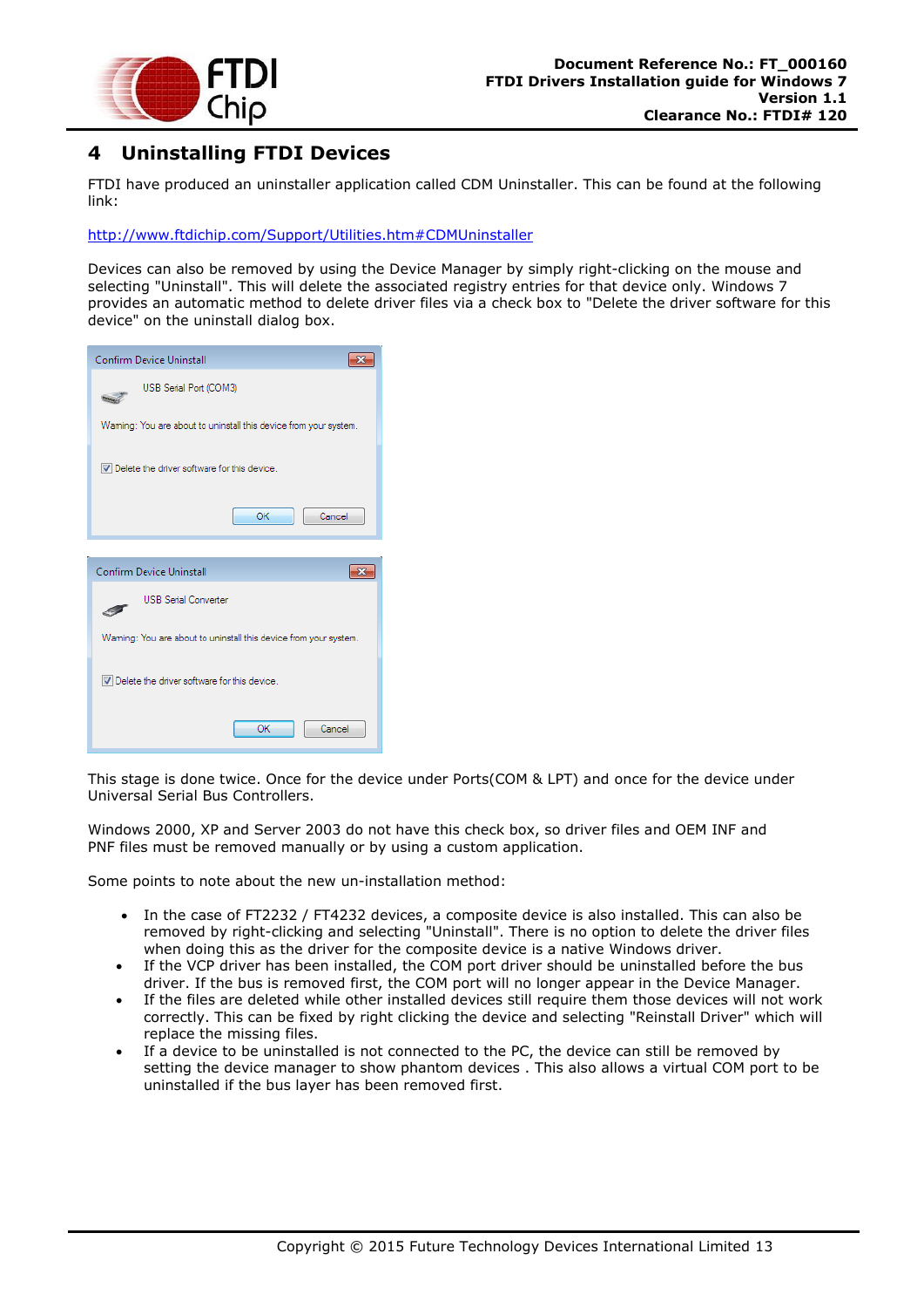# 4 Uninstalling FTDI Devices

FTDI have produced an uninstaller application called CDM Uninstaller. This can be found at the following link:

http://www.ftdichip.com/Support/Utilities.htm#CDMUninstaller

Devices can also be removed by using the Device Manager by simply right-clicking on the mouse and selecting "Uninstall". This will delete the associated registry entries for that device only. Windows 7 provides an automatic method to delete driver files via a check box to "Delete the driver software for this device" on the uninstall dialog box.

This stage is done twice. Once for the device under Ports(COM & LPT) and once for the device under Universal Serial Bus Controllers.

Windows 2000, XP and Server 2003 do not have this check box, so driver files and OEM INF and PNF files must be removed manually or by using a custom application.

Some points to note about the new un-installation method:

- In the case of FT2232 / FT4232 devices, a composite device is also installed. This can also be removed by right-clicking and selecting "Uninstall". There is no option to delete the driver files when doing this as the driver for the composite device is a native Windows driver.
- If the VCP driver has been installed, the COM port driver should be uninstalled before the bus driver. If the bus is removed first, the COM port will no longer appear in the Device Manager.
- If the files are deleted while other installed devices still require them those devices will not work correctly. This can be fixed by right clicking the device and selecting "Reinstall Driver" which will replace the missing files.
- If a device to be uninstalled is not connected to the PC, the device can still be removed by setting the device manager to show phantom devices . This also allows a virtual COM port to be uninstalled if the bus layer has been removed first.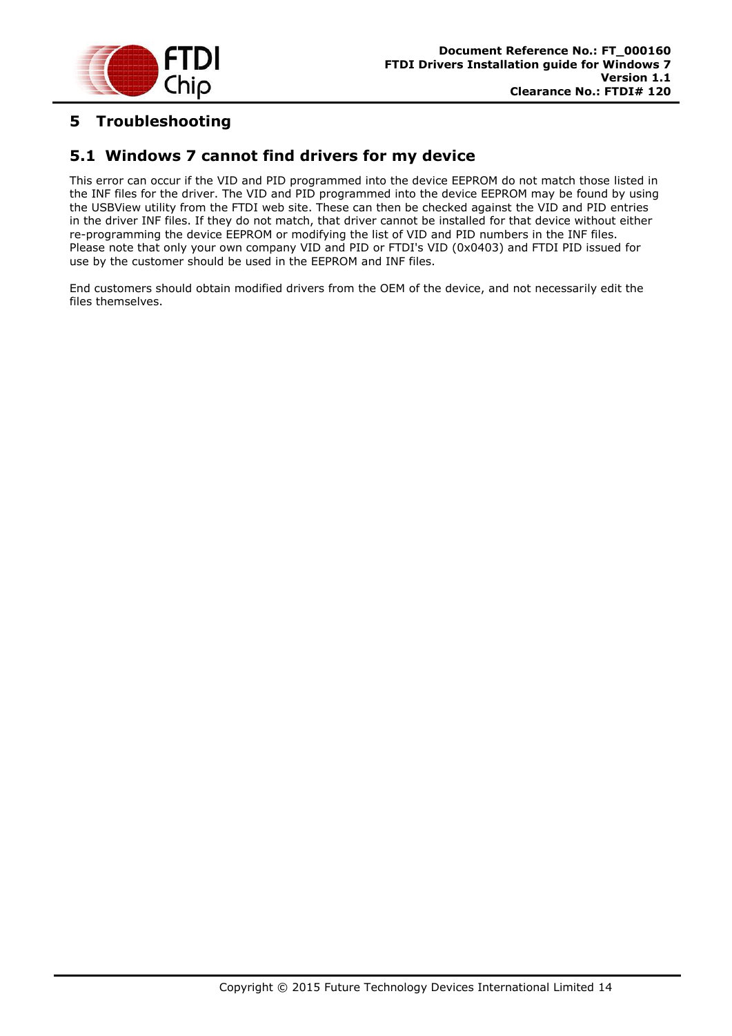# 5 Troubleshooting

## 5.1 Windows 7 cannot find drivers for my device

This error can occur if the VID and PID programmed into the device EEPROM do not match those listed in the INF files for the driver. The VID and PID programmed into the device EEPROM may be found by using the USBView utility from the FTDI web site. These can then be checked against the VID and PID entries in the driver INF files. If they do not match, that driver cannot be installed for that device without either re-programming the device EEPROM or modifying the list of VID and PID numbers in the INF files. Please note that only your own company VID and PID or FTDI's VID (0x0403) and FTDI PID issued for use by the customer should be used in the EEPROM and INF files.

End customers should obtain modified drivers from the OEM of the device, and not necessarily edit the files themselves.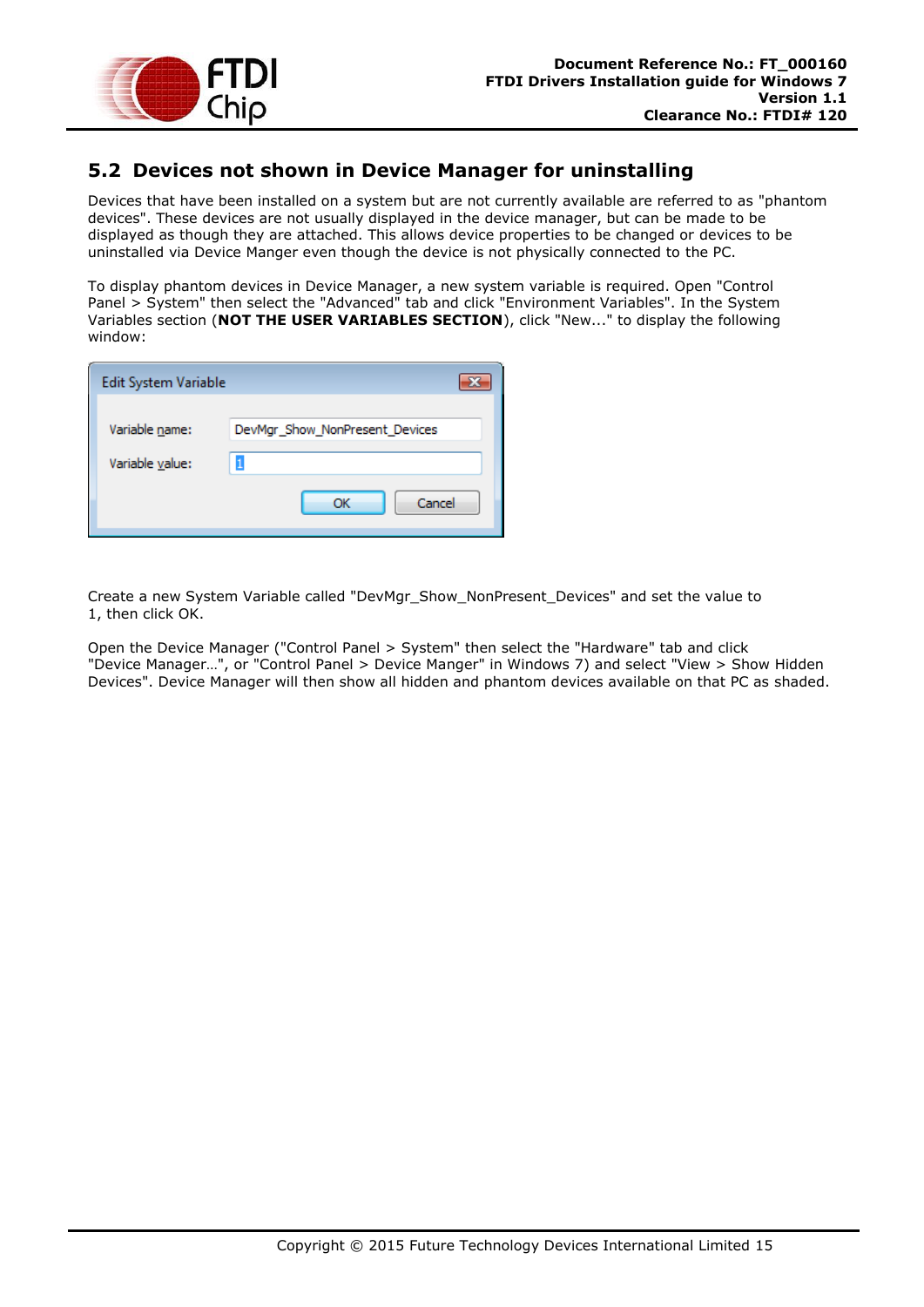## 5.2 Devices not shown in Device Manager for uninstalling

Devices that have been installed on a system but are not currently available are referred to as "phantom devices". These devices are not usually displayed in the device manager, but can be made to be displayed as though they are attached. This allows device properties to be changed or devices to be uninstalled via Device Manger even though the device is not physically connected to the PC.

To display phantom devices in Device Manager, a new system variable is required. Open "Control Panel > System" then select the "Advanced" tab and click "Environment Variables". In the System Variables section (**NOT THE USER VARIABLES SECTION**), click "New..." to display the following window:

Create a new System Variable called "DevMgr_Show_NonPresent_Devices" and set the value to 1, then click OK.

Open the Device Manager ("Control Panel > System" then select the "Hardware" tab and click "Device Manager…", or "Control Panel > Device Manger" in Windows 7) and select "View > Show Hidden Devices". Device Manager will then show all hidden and phantom devices available on that PC as shaded.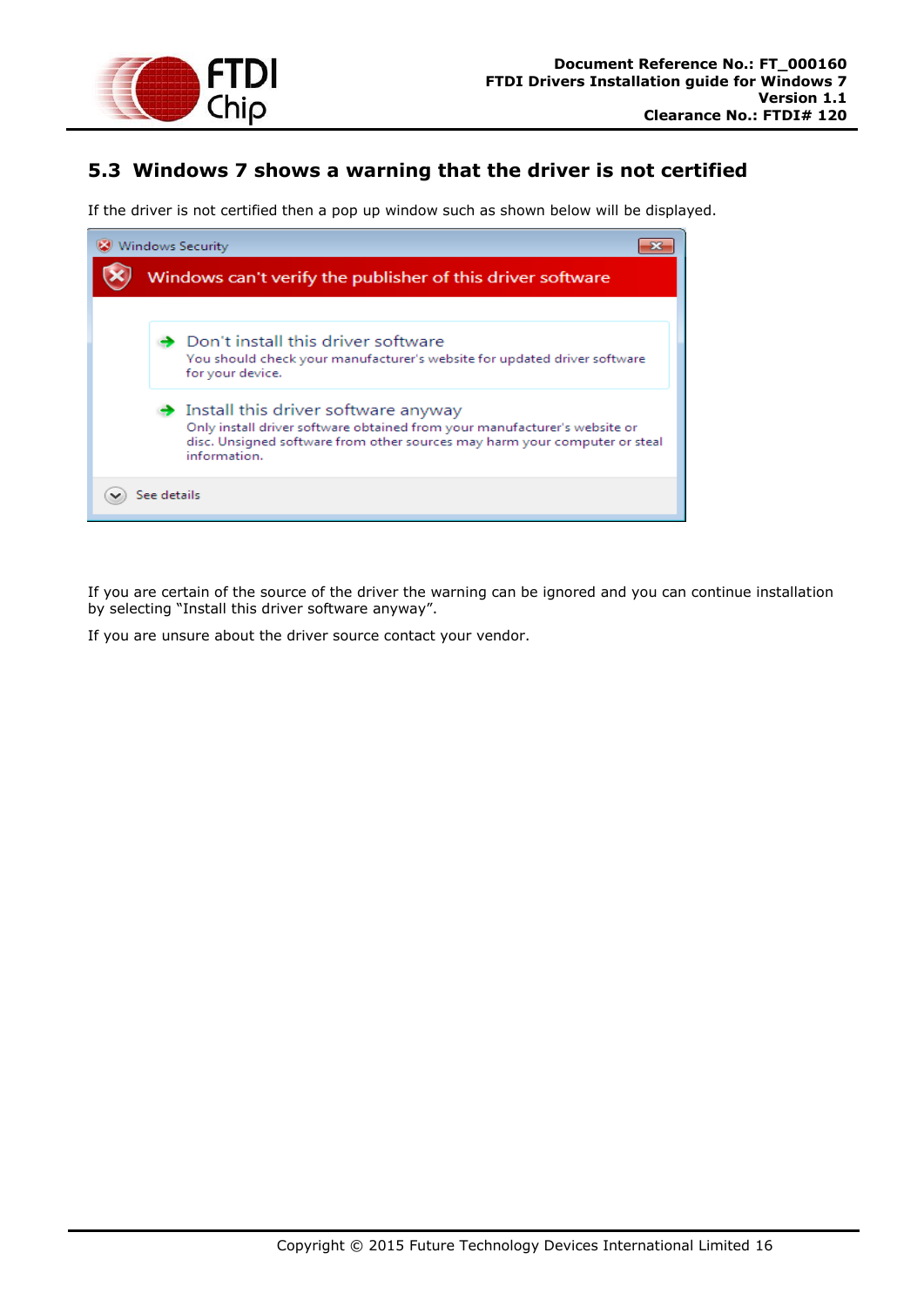## 5.3 Windows 7 shows a warning that the driver is not certified

If the driver is not certified then a pop up window such as shown below will be displayed.

If you are certain of the source of the driver the warning can be ignored and you can continue installation by selecting "Install this driver software anyway".

If you are unsure about the driver source contact your vendor.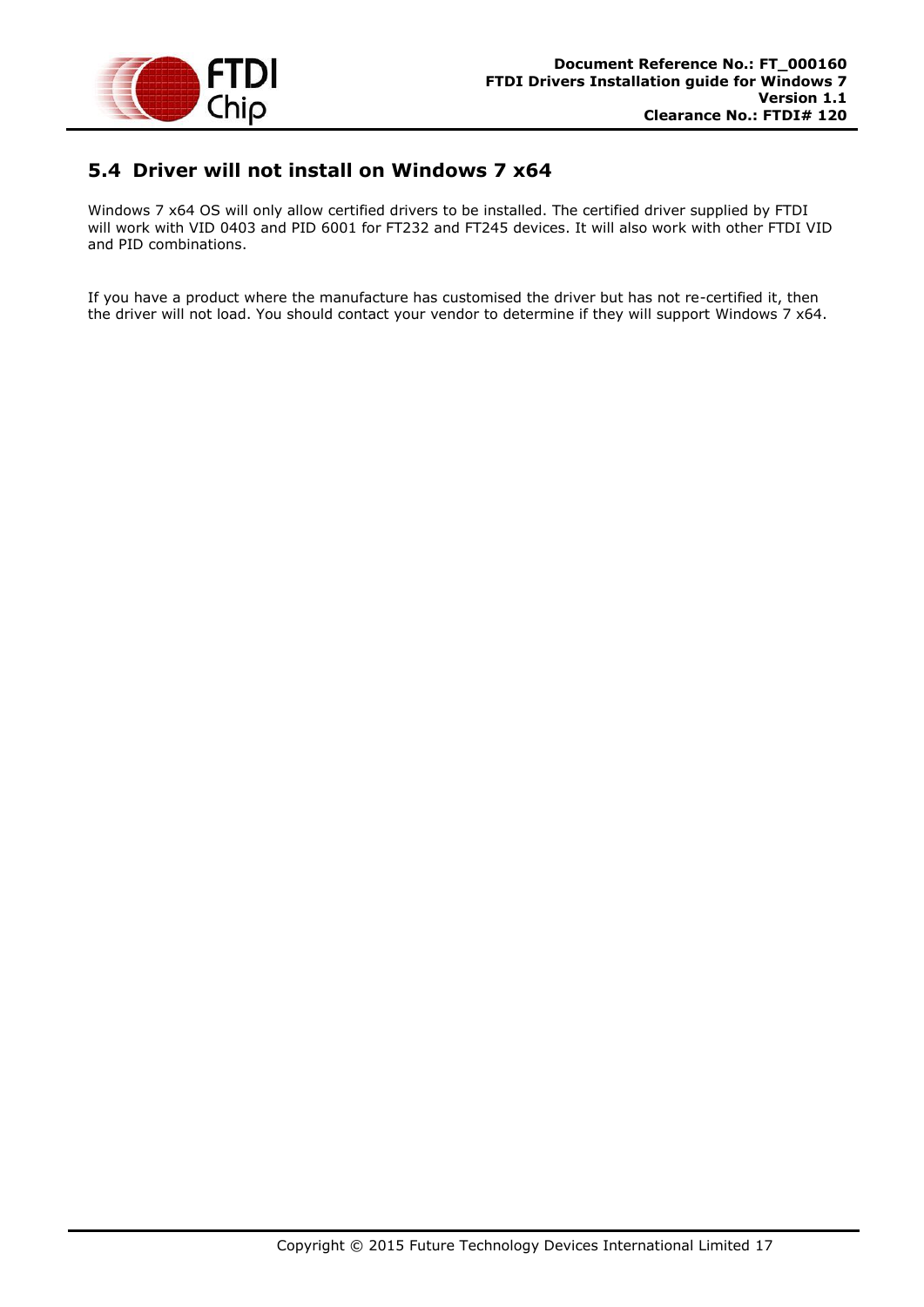## 5.4 Driver will not install on Windows 7 x64

Windows 7 x64 OS will only allow certified drivers to be installed. The certified driver supplied by FTDI will work with VID 0403 and PID 6001 for FT232 and FT245 devices. It will also work with other FTDI VID and PID combinations.

If you have a product where the manufacture has customised the driver but has not re-certified it, then the driver will not load. You should contact your vendor to determine if they will support Windows 7 x64.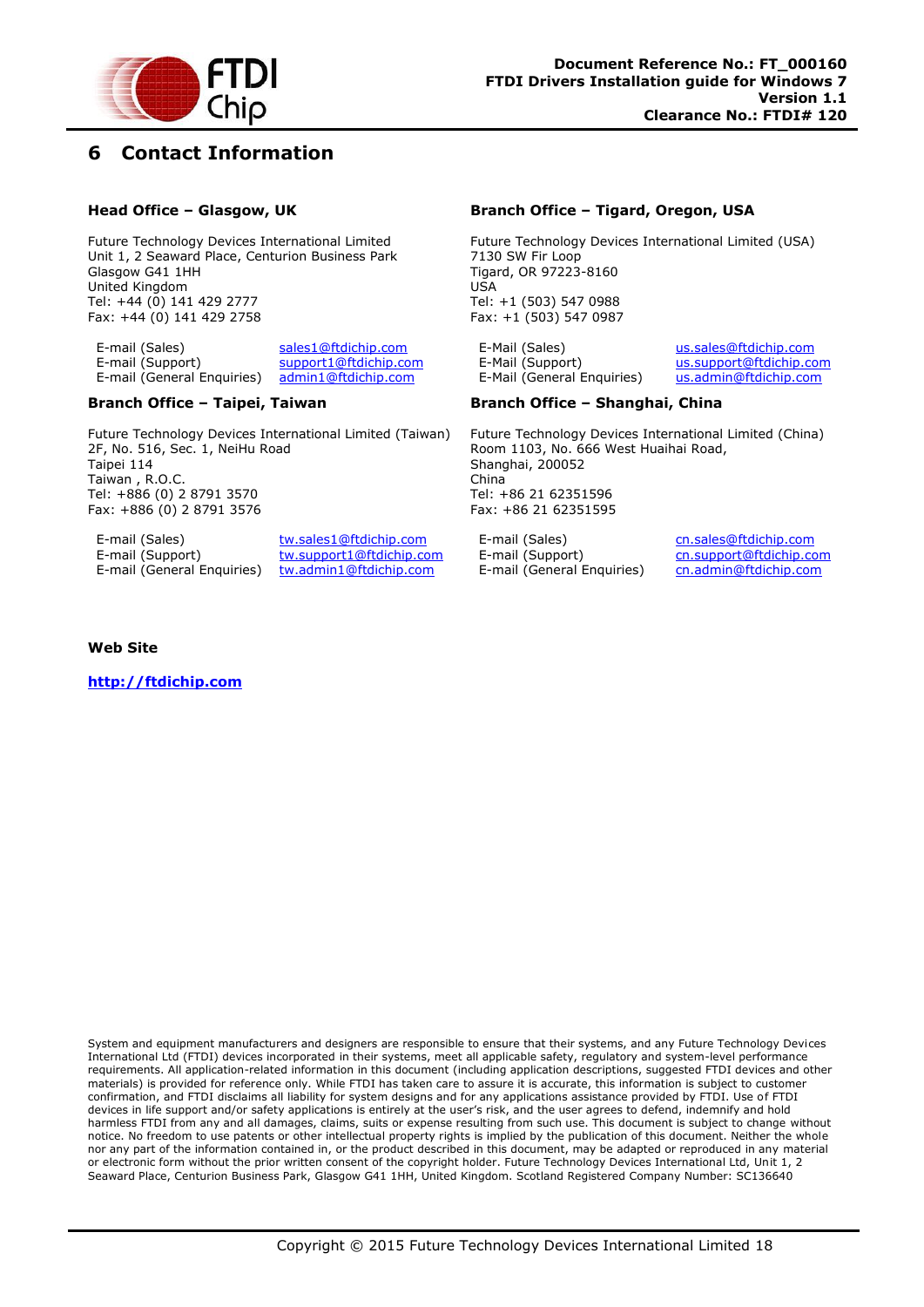# 6 Contact Information

### Head Office – Glasgow, UK

Future Technology Devices International Limited
Unit 1, 2 Seaward Place, Centurion Business Park
Glasgow G41 1HH
United Kingdom
Tel: +44 (0) 141 429 2777
Fax: +44 (0) 141 429 2758

| | |
|---|---|
| E-mail (Sales) | sales1@ftdichip.com |
| E-mail (Support) | support1@ftdichip.com |
| E-mail (General Enquiries) | admin1@ftdichip.com |

### Branch Office – Tigard, Oregon, USA

Future Technology Devices International Limited (USA)
7130 SW Fir Loop
Tigard, OR 97223-8160
USA
Tel: +1 (503) 547 0988
Fax: +1 (503) 547 0987

| | |
|---|---|
| E-Mail (Sales) | us.sales@ftdichip.com |
| E-Mail (Support) | us.support@ftdichip.com |
| E-Mail (General Enquiries) | us.admin@ftdichip.com |

### Branch Office – Taipei, Taiwan

Future Technology Devices International Limited (Taiwan)
2F, No. 516, Sec. 1, NeiHu Road
Taipei 114
Taiwan , R.O.C.
Tel: +886 (0) 2 8791 3570
Fax: +886 (0) 2 8791 3576

| | |
|---|---|
| E-mail (Sales) | tw.sales1@ftdichip.com |
| E-mail (Support) | tw.support1@ftdichip.com |
| E-mail (General Enquiries) | tw.admin1@ftdichip.com |

### Branch Office – Shanghai, China

Future Technology Devices International Limited (China)
Room 1103, No. 666 West Huaihai Road,
Shanghai, 200052
China
Tel: +86 21 62351596
Fax: +86 21 62351595

| | |
|---|---|
| E-mail (Sales) | cn.sales@ftdichip.com |
| E-mail (Support) | cn.support@ftdichip.com |
| E-mail (General Enquiries) | cn.admin@ftdichip.com |

### Web Site

**http://ftdichip.com**

System and equipment manufacturers and designers are responsible to ensure that their systems, and any Future Technology Devices International Ltd (FTDI) devices incorporated in their systems, meet all applicable safety, regulatory and system-level performance requirements. All application-related information in this document (including application descriptions, suggested FTDI devices and other materials) is provided for reference only. While FTDI has taken care to assure it is accurate, this information is subject to customer confirmation, and FTDI disclaims all liability for system designs and for any applications assistance provided by FTDI. Use of FTDI devices in life support and/or safety applications is entirely at the user's risk, and the user agrees to defend, indemnify and hold harmless FTDI from any and all damages, claims, suits or expense resulting from such use. This document is subject to change without notice. No freedom to use patents or other intellectual property rights is implied by the publication of this document. Neither the whole nor any part of the information contained in, or the product described in this document, may be adapted or reproduced in any material or electronic form without the prior written consent of the copyright holder. Future Technology Devices International Ltd, Unit 1, 2 Seaward Place, Centurion Business Park, Glasgow G41 1HH, United Kingdom. Scotland Registered Company Number: SC136640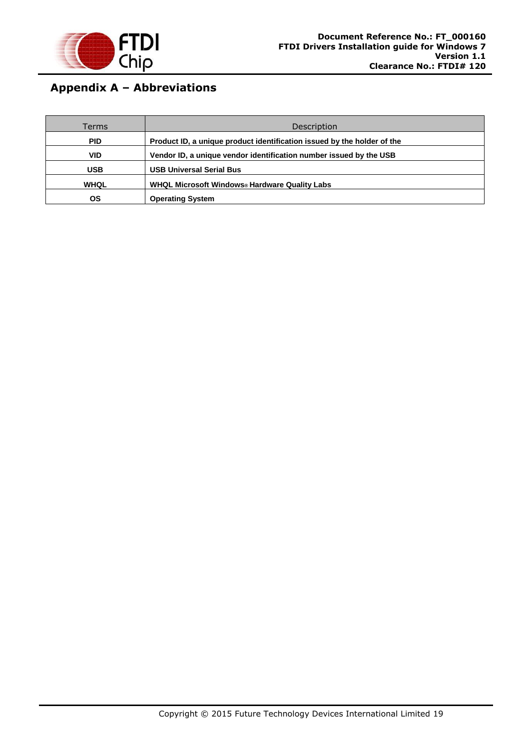# Appendix A – Abbreviations

| Terms | Description |
|---|---|
| **PID** | **Product ID, a unique product identification issued by the holder of the** |
| **VID** | **Vendor ID, a unique vendor identification number issued by the USB** |
| **USB** | **USB Universal Serial Bus** |
| **WHQL** | **WHQL Microsoft Windows® Hardware Quality Labs** |
| **OS** | **Operating System** |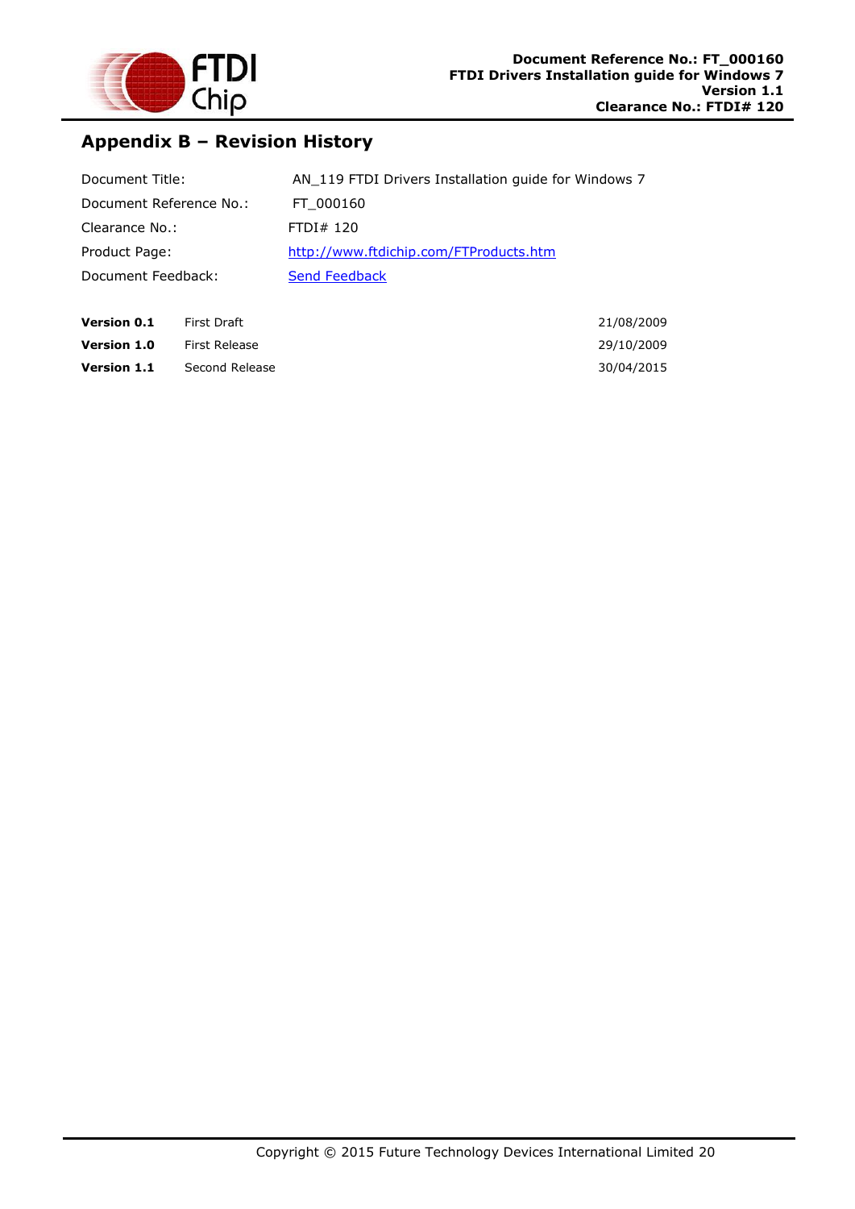# Appendix B – Revision History

| | |
|---|---|
| Document Title: | AN_119 FTDI Drivers Installation guide for Windows 7 |
| Document Reference No.: | FT_000160 |
| Clearance No.: | FTDI# 120 |
| Product Page: | [http://www.ftdichip.com/FTProducts.htm](http://www.ftdichip.com/FTProducts.htm) |
| Document Feedback: | Send Feedback |

| | | |
|---|---|---|
| **Version 0.1** | First Draft | 21/08/2009 |
| **Version 1.0** | First Release | 29/10/2009 |
| **Version 1.1** | Second Release | 30/04/2015 |